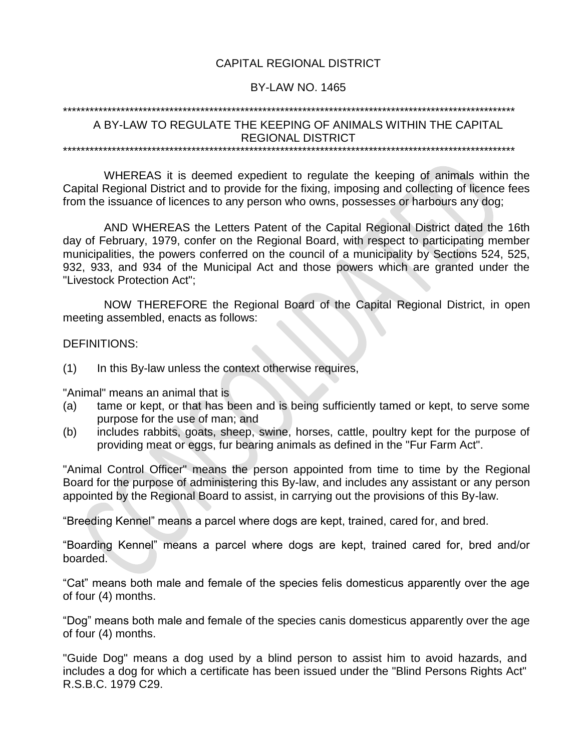CAPITAL REGIONAL DISTRICT

BY-LAW NO. 1465

*****************************************************************************************************************

A BY-LAW TO REGULATE THE KEEPING OF ANIMALS WITHIN THE CAPITAL REGIONAL DISTRICT

*****************************************************************************************************************

WHEREAS it is deemed expedient to regulate the keeping of animals within the Capital Regional District and to provide for the fixing, imposing and collecting of licence fees from the issuance of licences to any person who owns, possesses or harbours any dog;

AND WHEREAS the Letters Patent of the Capital Regional District dated the 16th day of February, 1979, confer on the Regional Board, with respect to participating member municipalities, the powers conferred on the council of a municipality by Sections 524, 525, 932, 933, and 934 of the Municipal Act and those powers which are granted under the "Livestock Protection Act";

NOW THEREFORE the Regional Board of the Capital Regional District, in open meeting assembled, enacts as follows:

DEFINITIONS:

(1) In this By-law unless the context otherwise requires,

"Animal" means an animal that is

(a) tame or kept, or that has been and is being sufficiently tamed or kept, to serve some purpose for the use of man; and
(b) includes rabbits, goats, sheep, swine, horses, cattle, poultry kept for the purpose of providing meat or eggs, fur bearing animals as defined in the "Fur Farm Act".

"Animal Control Officer" means the person appointed from time to time by the Regional Board for the purpose of administering this By-law, and includes any assistant or any person appointed by the Regional Board to assist, in carrying out the provisions of this By-law.

"Breeding Kennel" means a parcel where dogs are kept, trained, cared for, and bred.

"Boarding Kennel" means a parcel where dogs are kept, trained cared for, bred and/or boarded.

"Cat" means both male and female of the species felis domesticus apparently over the age of four (4) months.

"Dog" means both male and female of the species canis domesticus apparently over the age of four (4) months.

"Guide Dog" means a dog used by a blind person to assist him to avoid hazards, and includes a dog for which a certificate has been issued under the "Blind Persons Rights Act" R.S.B.C. 1979 C29.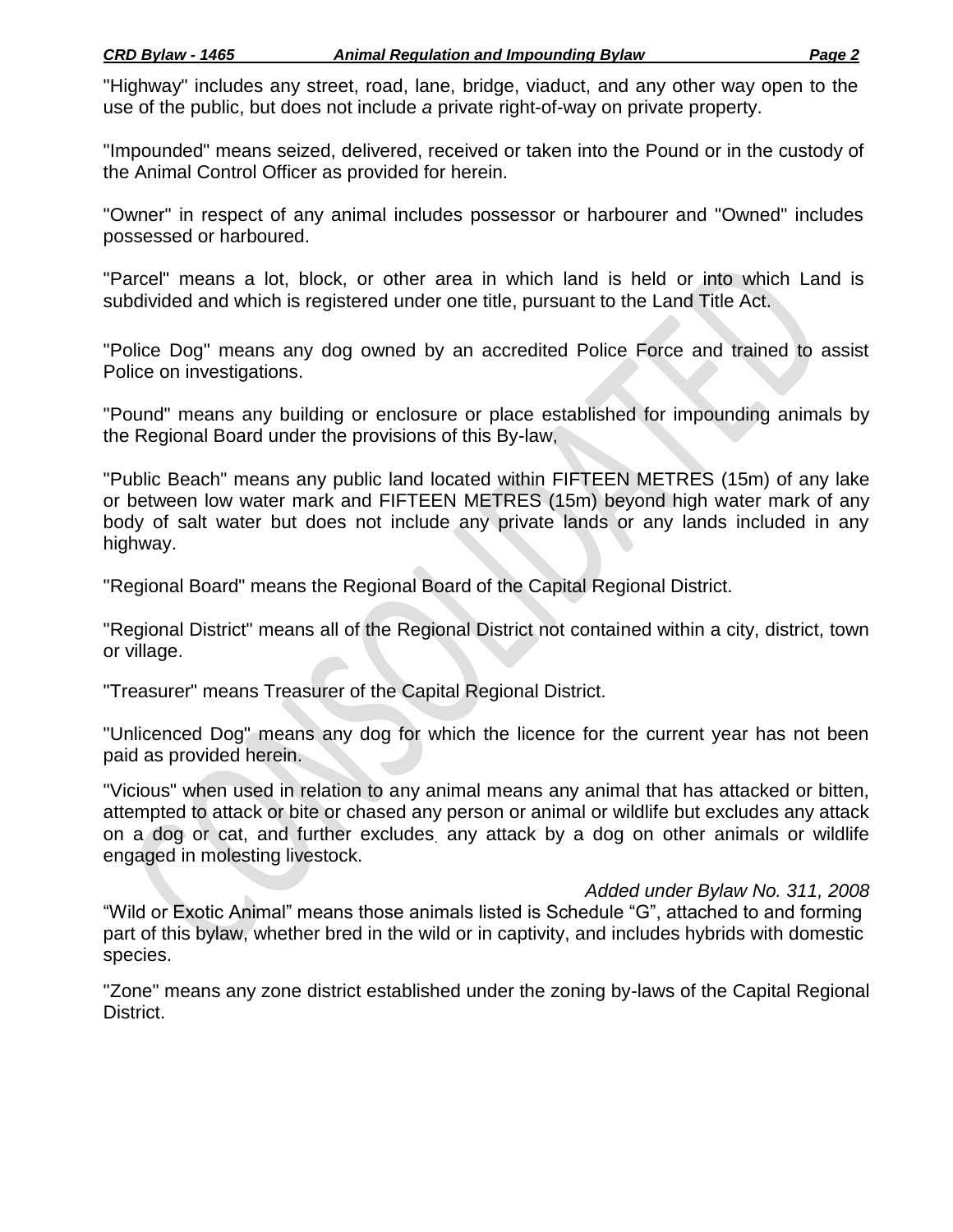"Highway" includes any street, road, lane, bridge, viaduct, and any other way open to the use of the public, but does not include *a* private right-of-way on private property.

"Impounded" means seized, delivered, received or taken into the Pound or in the custody of the Animal Control Officer as provided for herein.

"Owner" in respect of any animal includes possessor or harbourer and "Owned" includes possessed or harboured.

"Parcel" means a lot, block, or other area in which land is held or into which Land is subdivided and which is registered under one title, pursuant to the Land Title Act.

"Police Dog" means any dog owned by an accredited Police Force and trained to assist Police on investigations.

"Pound" means any building or enclosure or place established for impounding animals by the Regional Board under the provisions of this By-law,

"Public Beach" means any public land located within FIFTEEN METRES (15m) of any lake or between low water mark and FIFTEEN METRES (15m) beyond high water mark of any body of salt water but does not include any private lands or any lands included in any highway.

"Regional Board" means the Regional Board of the Capital Regional District.

"Regional District" means all of the Regional District not contained within a city, district, town or village.

"Treasurer" means Treasurer of the Capital Regional District.

"Unlicenced Dog" means any dog for which the licence for the current year has not been paid as provided herein.

"Vicious" when used in relation to any animal means any animal that has attacked or bitten, attempted to attack or bite or chased any person or animal or wildlife but excludes any attack on a dog or cat, and further excludes any attack by a dog on other animals or wildlife engaged in molesting livestock.

*Added under Bylaw No. 311, 2008*

"Wild or Exotic Animal" means those animals listed is Schedule "G", attached to and forming part of this bylaw, whether bred in the wild or in captivity, and includes hybrids with domestic species.

"Zone" means any zone district established under the zoning by-laws of the Capital Regional District.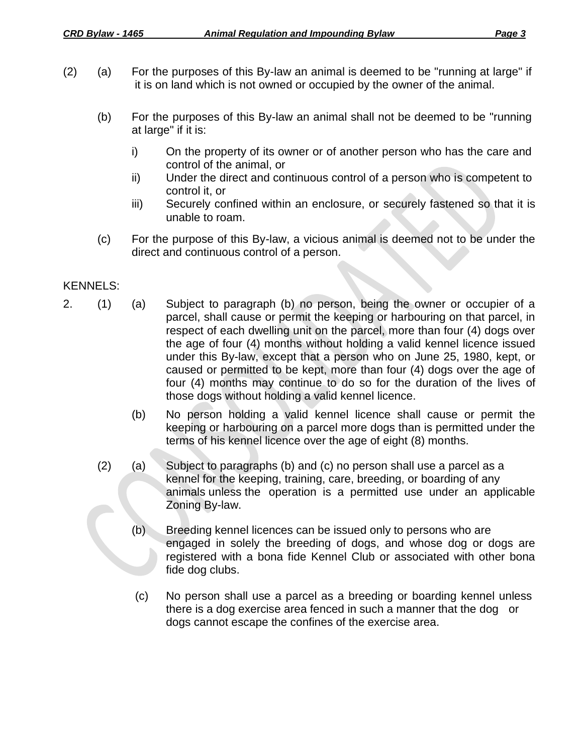(2) (a) For the purposes of this By-law an animal is deemed to be "running at large" if it is on land which is not owned or occupied by the owner of the animal.

(b) For the purposes of this By-law an animal shall not be deemed to be "running at large" if it is:

i) On the property of its owner or of another person who has the care and control of the animal, or

ii) Under the direct and continuous control of a person who is competent to control it, or

iii) Securely confined within an enclosure, or securely fastened so that it is unable to roam.

(c) For the purpose of this By-law, a vicious animal is deemed not to be under the direct and continuous control of a person.

KENNELS:

2. (1) (a) Subject to paragraph (b) no person, being the owner or occupier of a parcel, shall cause or permit the keeping or harbouring on that parcel, in respect of each dwelling unit on the parcel, more than four (4) dogs over the age of four (4) months without holding a valid kennel licence issued under this By-law, except that a person who on June 25, 1980, kept, or caused or permitted to be kept, more than four (4) dogs over the age of four (4) months may continue to do so for the duration of the lives of those dogs without holding a valid kennel licence.

(b) No person holding a valid kennel licence shall cause or permit the keeping or harbouring on a parcel more dogs than is permitted under the terms of his kennel licence over the age of eight (8) months.

(2) (a) Subject to paragraphs (b) and (c) no person shall use a parcel as a kennel for the keeping, training, care, breeding, or boarding of any animals unless the operation is a permitted use under an applicable Zoning By-law.

(b) Breeding kennel licences can be issued only to persons who are engaged in solely the breeding of dogs, and whose dog or dogs are registered with a bona fide Kennel Club or associated with other bona fide dog clubs.

(c) No person shall use a parcel as a breeding or boarding kennel unless there is a dog exercise area fenced in such a manner that the dog or dogs cannot escape the confines of the exercise area.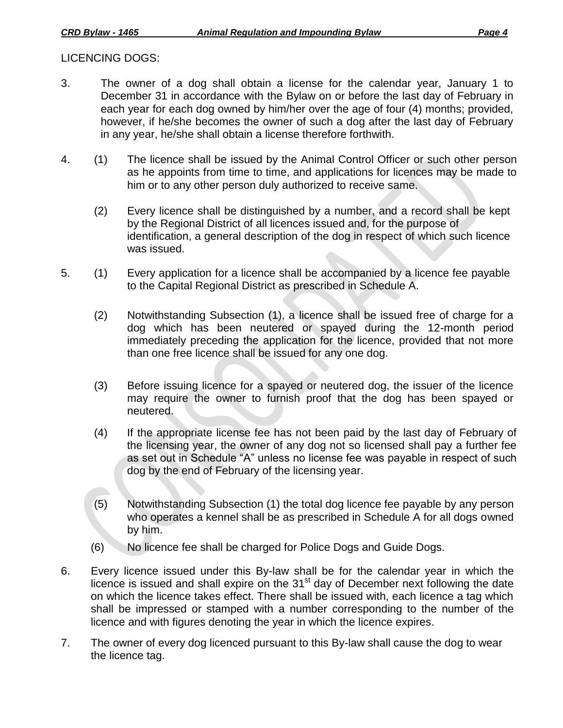LICENCING DOGS:

3. The owner of a dog shall obtain a license for the calendar year, January 1 to December 31 in accordance with the Bylaw on or before the last day of February in each year for each dog owned by him/her over the age of four (4) months; provided, however, if he/she becomes the owner of such a dog after the last day of February in any year, he/she shall obtain a license therefore forthwith.

4. (1) The licence shall be issued by the Animal Control Officer or such other person as he appoints from time to time, and applications for licences may be made to him or to any other person duly authorized to receive same.

   (2) Every licence shall be distinguished by a number, and a record shall be kept by the Regional District of all licences issued and, for the purpose of identification, a general description of the dog in respect of which such licence was issued.

5. (1) Every application for a licence shall be accompanied by a licence fee payable to the Capital Regional District as prescribed in Schedule A.

   (2) Notwithstanding Subsection (1), a licence shall be issued free of charge for a dog which has been neutered or spayed during the 12-month period immediately preceding the application for the licence, provided that not more than one free licence shall be issued for any one dog.

   (3) Before issuing licence for a spayed or neutered dog, the issuer of the licence may require the owner to furnish proof that the dog has been spayed or neutered.

   (4) If the appropriate license fee has not been paid by the last day of February of the licensing year, the owner of any dog not so licensed shall pay a further fee as set out in Schedule "A" unless no license fee was payable in respect of such dog by the end of February of the licensing year.

   (5) Notwithstanding Subsection (1) the total dog licence fee payable by any person who operates a kennel shall be as prescribed in Schedule A for all dogs owned by him.

   (6) No licence fee shall be charged for Police Dogs and Guide Dogs.

6. Every licence issued under this By-law shall be for the calendar year in which the licence is issued and shall expire on the 31st day of December next following the date on which the licence takes effect. There shall be issued with, each licence a tag which shall be impressed or stamped with a number corresponding to the number of the licence and with figures denoting the year in which the licence expires.

7. The owner of every dog licenced pursuant to this By-law shall cause the dog to wear the licence tag.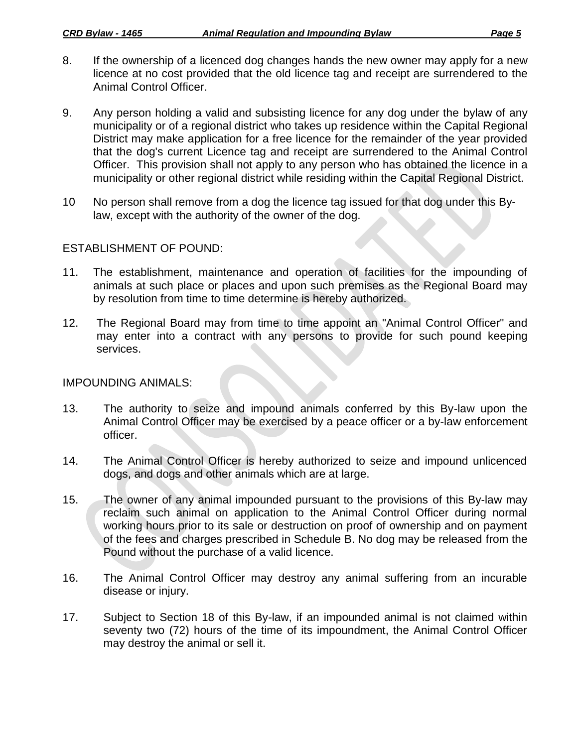8. If the ownership of a licenced dog changes hands the new owner may apply for a new licence at no cost provided that the old licence tag and receipt are surrendered to the Animal Control Officer.

9. Any person holding a valid and subsisting licence for any dog under the bylaw of any municipality or of a regional district who takes up residence within the Capital Regional District may make application for a free licence for the remainder of the year provided that the dog's current Licence tag and receipt are surrendered to the Animal Control Officer. This provision shall not apply to any person who has obtained the licence in a municipality or other regional district while residing within the Capital Regional District.

10 No person shall remove from a dog the licence tag issued for that dog under this By-law, except with the authority of the owner of the dog.

ESTABLISHMENT OF POUND:

11. The establishment, maintenance and operation of facilities for the impounding of animals at such place or places and upon such premises as the Regional Board may by resolution from time to time determine is hereby authorized.

12. The Regional Board may from time to time appoint an "Animal Control Officer" and may enter into a contract with any persons to provide for such pound keeping services.

IMPOUNDING ANIMALS:

13. The authority to seize and impound animals conferred by this By-law upon the Animal Control Officer may be exercised by a peace officer or a by-law enforcement officer.

14. The Animal Control Officer is hereby authorized to seize and impound unlicenced dogs, and dogs and other animals which are at large.

15. The owner of any animal impounded pursuant to the provisions of this By-law may reclaim such animal on application to the Animal Control Officer during normal working hours prior to its sale or destruction on proof of ownership and on payment of the fees and charges prescribed in Schedule B. No dog may be released from the Pound without the purchase of a valid licence.

16. The Animal Control Officer may destroy any animal suffering from an incurable disease or injury.

17. Subject to Section 18 of this By-law, if an impounded animal is not claimed within seventy two (72) hours of the time of its impoundment, the Animal Control Officer may destroy the animal or sell it.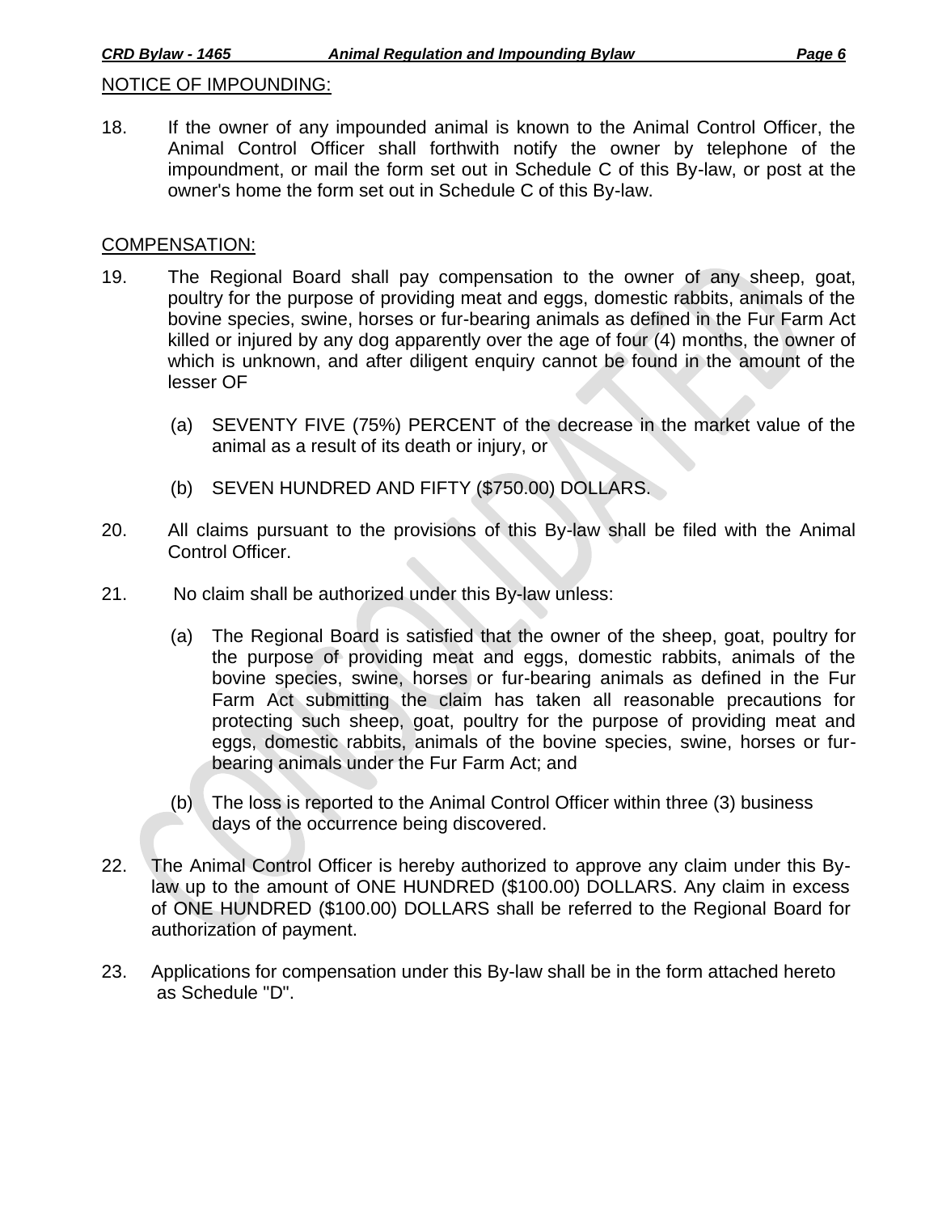NOTICE OF IMPOUNDING:

18. If the owner of any impounded animal is known to the Animal Control Officer, the Animal Control Officer shall forthwith notify the owner by telephone of the impoundment, or mail the form set out in Schedule C of this By-law, or post at the owner's home the form set out in Schedule C of this By-law.

COMPENSATION:

19. The Regional Board shall pay compensation to the owner of any sheep, goat, poultry for the purpose of providing meat and eggs, domestic rabbits, animals of the bovine species, swine, horses or fur-bearing animals as defined in the Fur Farm Act killed or injured by any dog apparently over the age of four (4) months, the owner of which is unknown, and after diligent enquiry cannot be found in the amount of the lesser OF

    (a) SEVENTY FIVE (75%) PERCENT of the decrease in the market value of the animal as a result of its death or injury, or

    (b) SEVEN HUNDRED AND FIFTY ($750.00) DOLLARS.

20. All claims pursuant to the provisions of this By-law shall be filed with the Animal Control Officer.

21. No claim shall be authorized under this By-law unless:

    (a) The Regional Board is satisfied that the owner of the sheep, goat, poultry for the purpose of providing meat and eggs, domestic rabbits, animals of the bovine species, swine, horses or fur-bearing animals as defined in the Fur Farm Act submitting the claim has taken all reasonable precautions for protecting such sheep, goat, poultry for the purpose of providing meat and eggs, domestic rabbits, animals of the bovine species, swine, horses or fur-bearing animals under the Fur Farm Act; and

    (b) The loss is reported to the Animal Control Officer within three (3) business days of the occurrence being discovered.

22. The Animal Control Officer is hereby authorized to approve any claim under this By-law up to the amount of ONE HUNDRED ($100.00) DOLLARS. Any claim in excess of ONE HUNDRED ($100.00) DOLLARS shall be referred to the Regional Board for authorization of payment.

23. Applications for compensation under this By-law shall be in the form attached hereto as Schedule "D".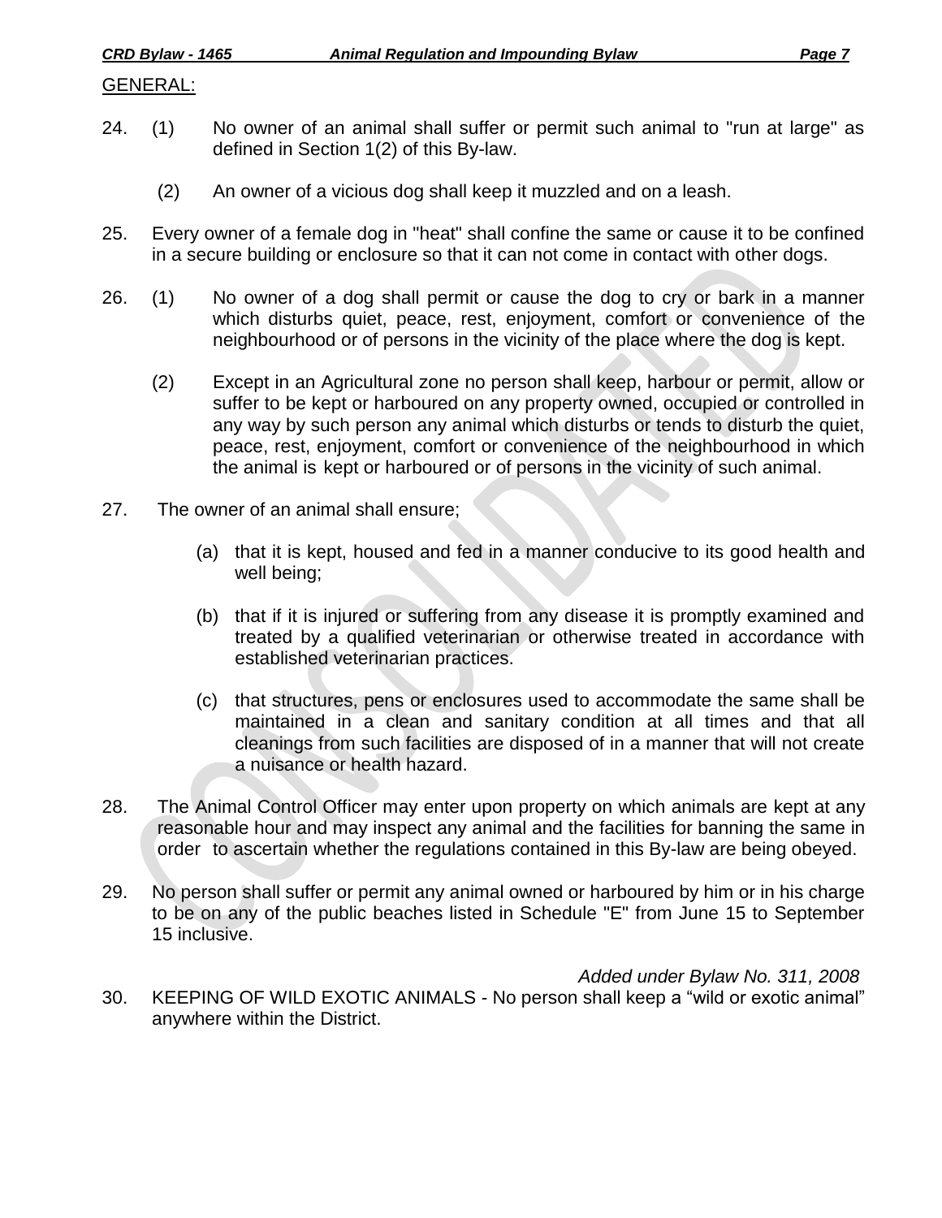GENERAL:

24. (1) No owner of an animal shall suffer or permit such animal to "run at large" as defined in Section 1(2) of this By-law.

    (2) An owner of a vicious dog shall keep it muzzled and on a leash.

25. Every owner of a female dog in "heat" shall confine the same or cause it to be confined in a secure building or enclosure so that it can not come in contact with other dogs.

26. (1) No owner of a dog shall permit or cause the dog to cry or bark in a manner which disturbs quiet, peace, rest, enjoyment, comfort or convenience of the neighbourhood or of persons in the vicinity of the place where the dog is kept.

    (2) Except in an Agricultural zone no person shall keep, harbour or permit, allow or suffer to be kept or harboured on any property owned, occupied or controlled in any way by such person any animal which disturbs or tends to disturb the quiet, peace, rest, enjoyment, comfort or convenience of the neighbourhood in which the animal is kept or harboured or of persons in the vicinity of such animal.

27. The owner of an animal shall ensure;

    (a) that it is kept, housed and fed in a manner conducive to its good health and well being;

    (b) that if it is injured or suffering from any disease it is promptly examined and treated by a qualified veterinarian or otherwise treated in accordance with established veterinarian practices.

    (c) that structures, pens or enclosures used to accommodate the same shall be maintained in a clean and sanitary condition at all times and that all cleanings from such facilities are disposed of in a manner that will not create a nuisance or health hazard.

28. The Animal Control Officer may enter upon property on which animals are kept at any reasonable hour and may inspect any animal and the facilities for banning the same in order to ascertain whether the regulations contained in this By-law are being obeyed.

29. No person shall suffer or permit any animal owned or harboured by him or in his charge to be on any of the public beaches listed in Schedule "E" from June 15 to September 15 inclusive.

*Added under Bylaw No. 311, 2008*

30. KEEPING OF WILD EXOTIC ANIMALS - No person shall keep a “wild or exotic animal” anywhere within the District.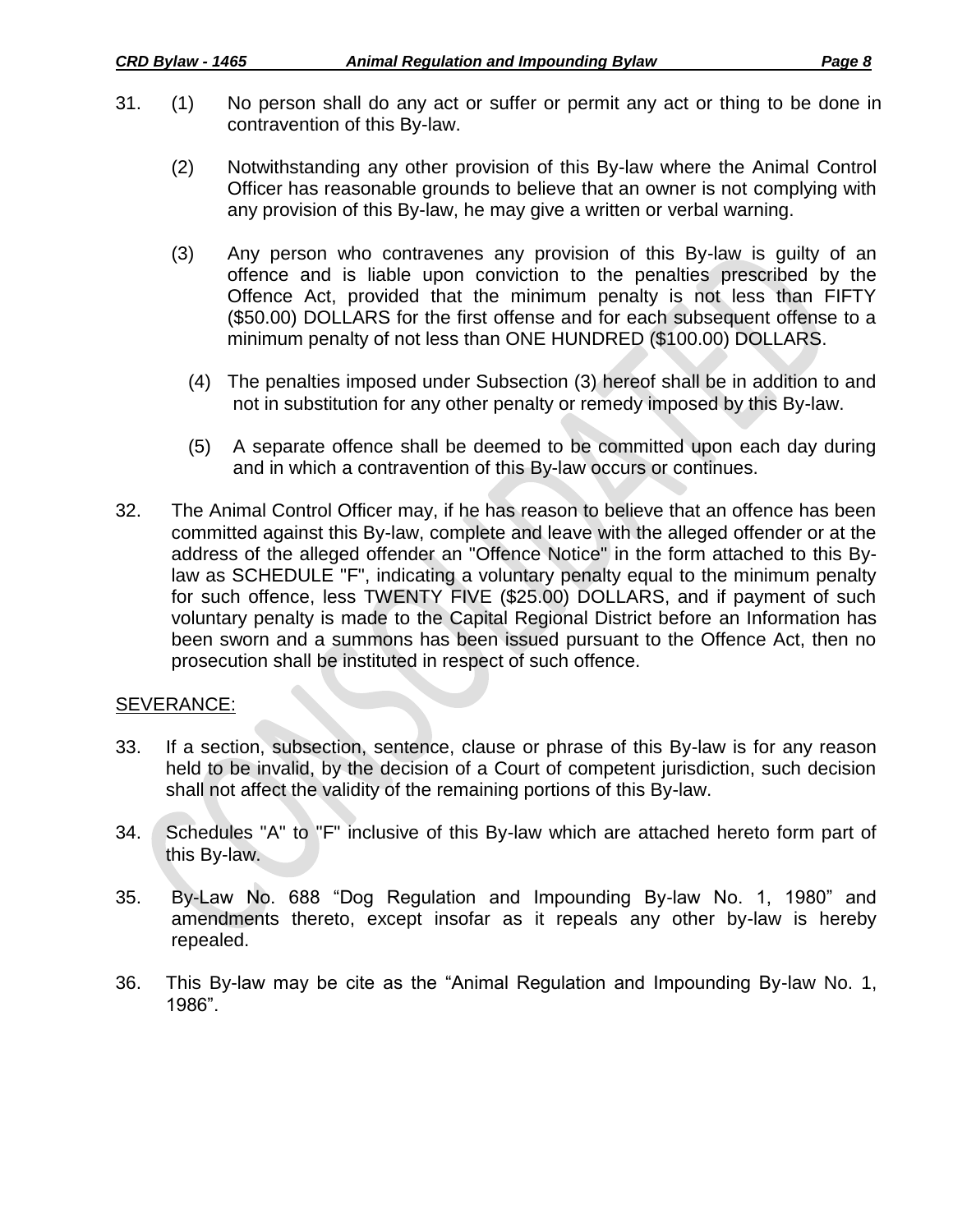31. (1) No person shall do any act or suffer or permit any act or thing to be done in contravention of this By-law.

    (2) Notwithstanding any other provision of this By-law where the Animal Control Officer has reasonable grounds to believe that an owner is not complying with any provision of this By-law, he may give a written or verbal warning.

    (3) Any person who contravenes any provision of this By-law is guilty of an offence and is liable upon conviction to the penalties prescribed by the Offence Act, provided that the minimum penalty is not less than FIFTY ($50.00) DOLLARS for the first offense and for each subsequent offense to a minimum penalty of not less than ONE HUNDRED ($100.00) DOLLARS.

    (4) The penalties imposed under Subsection (3) hereof shall be in addition to and not in substitution for any other penalty or remedy imposed by this By-law.

    (5) A separate offence shall be deemed to be committed upon each day during and in which a contravention of this By-law occurs or continues.

32. The Animal Control Officer may, if he has reason to believe that an offence has been committed against this By-law, complete and leave with the alleged offender or at the address of the alleged offender an "Offence Notice" in the form attached to this By-law as SCHEDULE "F", indicating a voluntary penalty equal to the minimum penalty for such offence, less TWENTY FIVE ($25.00) DOLLARS, and if payment of such voluntary penalty is made to the Capital Regional District before an Information has been sworn and a summons has been issued pursuant to the Offence Act, then no prosecution shall be instituted in respect of such offence.

SEVERANCE:

33. If a section, subsection, sentence, clause or phrase of this By-law is for any reason held to be invalid, by the decision of a Court of competent jurisdiction, such decision shall not affect the validity of the remaining portions of this By-law.

34. Schedules "A" to "F" inclusive of this By-law which are attached hereto form part of this By-law.

35. By-Law No. 688 “Dog Regulation and Impounding By-law No. 1, 1980” and amendments thereto, except insofar as it repeals any other by-law is hereby repealed.

36. This By-law may be cite as the “Animal Regulation and Impounding By-law No. 1, 1986”.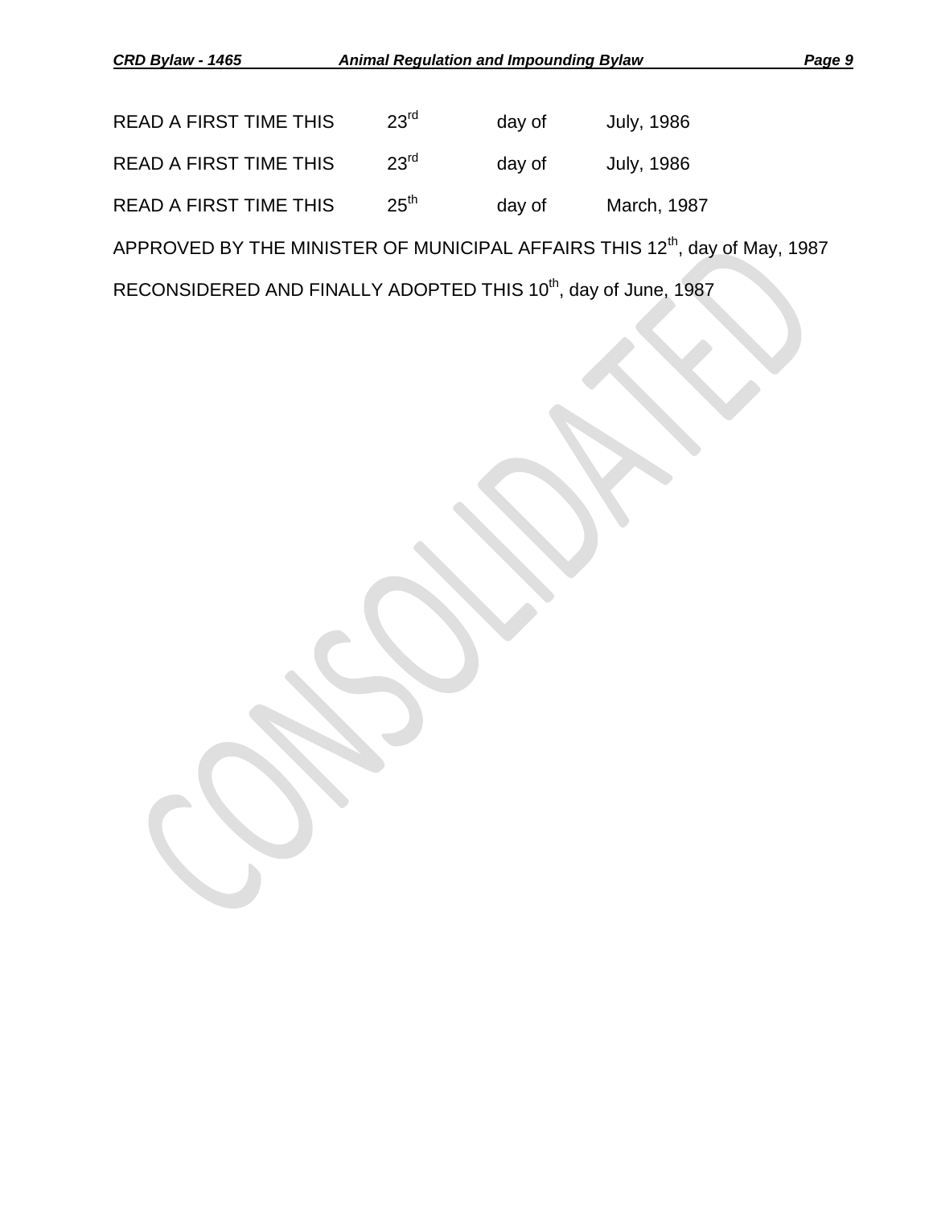READ A FIRST TIME THIS 23rd day of July, 1986

READ A FIRST TIME THIS 23rd day of July, 1986

READ A FIRST TIME THIS 25th day of March, 1987

APPROVED BY THE MINISTER OF MUNICIPAL AFFAIRS THIS 12th, day of May, 1987

RECONSIDERED AND FINALLY ADOPTED THIS 10th, day of June, 1987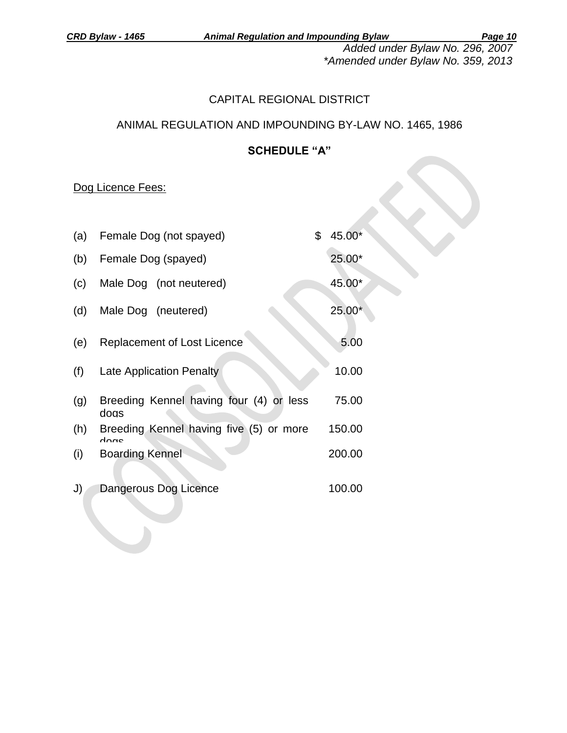*Added under Bylaw No. 296, 2007*
**Amended under Bylaw No. 359, 2013*

CAPITAL REGIONAL DISTRICT

ANIMAL REGULATION AND IMPOUNDING BY-LAW NO. 1465, 1986

**SCHEDULE "A"**

Dog Licence Fees:

| | | |
|---|---|---|
| (a) | Female Dog (not spayed) | $ 45.00* |
| (b) | Female Dog (spayed) | 25.00* |
| (c) | Male Dog (not neutered) | 45.00* |
| (d) | Male Dog (neutered) | 25.00* |
| (e) | Replacement of Lost Licence | 5.00 |
| (f) | Late Application Penalty | 10.00 |
| (g) | Breeding Kennel having four (4) or less dogs | 75.00 |
| (h) | Breeding Kennel having five (5) or more dogs | 150.00 |
| (i) | Boarding Kennel | 200.00 |
| J) | Dangerous Dog Licence | 100.00 |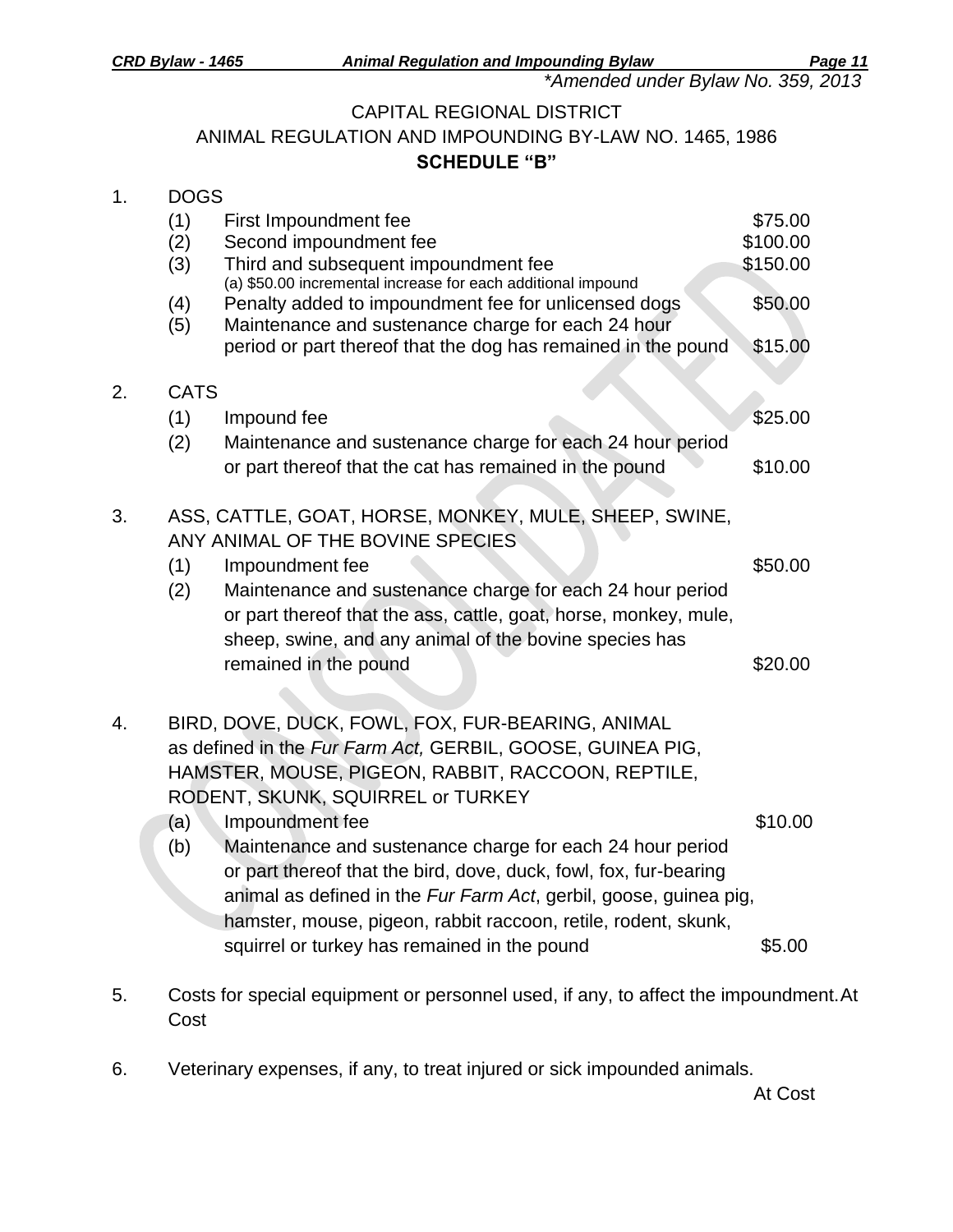*Amended under Bylaw No. 359, 2013

CAPITAL REGIONAL DISTRICT

ANIMAL REGULATION AND IMPOUNDING BY-LAW NO. 1465, 1986

**SCHEDULE "B"**

1. DOGS

| | | |
|---|---|---|
| (1) | First Impoundment fee | $75.00 |
| (2) | Second impoundment fee | $100.00 |
| (3) | Third and subsequent impoundment fee<br>(a) $50.00 incremental increase for each additional impound | $150.00 |
| (4) | Penalty added to impoundment fee for unlicensed dogs | $50.00 |
| (5) | Maintenance and sustenance charge for each 24 hour period or part thereof that the dog has remained in the pound | $15.00 |

2. CATS

| | | |
|---|---|---|
| (1) | Impound fee | $25.00 |
| (2) | Maintenance and sustenance charge for each 24 hour period or part thereof that the cat has remained in the pound | $10.00 |

3. ASS, CATTLE, GOAT, HORSE, MONKEY, MULE, SHEEP, SWINE, ANY ANIMAL OF THE BOVINE SPECIES

| | | |
|---|---|---|
| (1) | Impoundment fee | $50.00 |
| (2) | Maintenance and sustenance charge for each 24 hour period or part thereof that the ass, cattle, goat, horse, monkey, mule, sheep, swine, and any animal of the bovine species has remained in the pound | $20.00 |

4. BIRD, DOVE, DUCK, FOWL, FOX, FUR-BEARING, ANIMAL as defined in the *Fur Farm Act,* GERBIL, GOOSE, GUINEA PIG, HAMSTER, MOUSE, PIGEON, RABBIT, RACCOON, REPTILE, RODENT, SKUNK, SQUIRREL or TURKEY

| | | |
|---|---|---|
| (a) | Impoundment fee | $10.00 |
| (b) | Maintenance and sustenance charge for each 24 hour period or part thereof that the bird, dove, duck, fowl, fox, fur-bearing animal as defined in the *Fur Farm Act*, gerbil, goose, guinea pig, hamster, mouse, pigeon, rabbit raccoon, retile, rodent, skunk, squirrel or turkey has remained in the pound | $5.00 |

5. Costs for special equipment or personnel used, if any, to affect the impoundment. At Cost

6. Veterinary expenses, if any, to treat injured or sick impounded animals. At Cost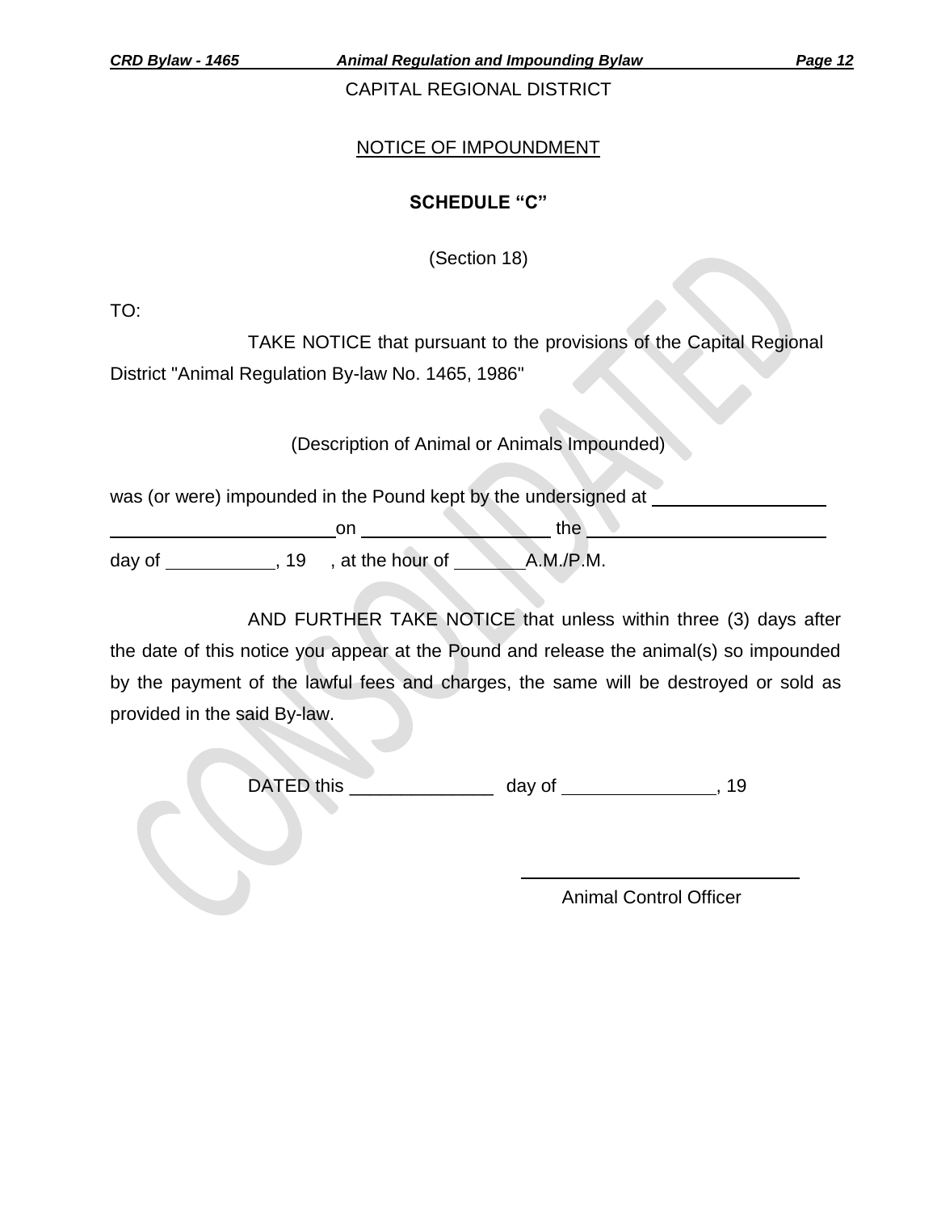CAPITAL REGIONAL DISTRICT

NOTICE OF IMPOUNDMENT

**SCHEDULE “C”**

(Section 18)

TO:

TAKE NOTICE that pursuant to the provisions of the Capital Regional District "Animal Regulation By-law No. 1465, 1986"

(Description of Animal or Animals Impounded)

was (or were) impounded in the Pound kept by the undersigned at ________________ ______________________on __________________ the ________________________ day of __________, 19 , at the hour of ______A.M./P.M.

AND FURTHER TAKE NOTICE that unless within three (3) days after the date of this notice you appear at the Pound and release the animal(s) so impounded by the payment of the lawful fees and charges, the same will be destroyed or sold as provided in the said By-law.

DATED this ______________ day of ______________, 19

___________________________

Animal Control Officer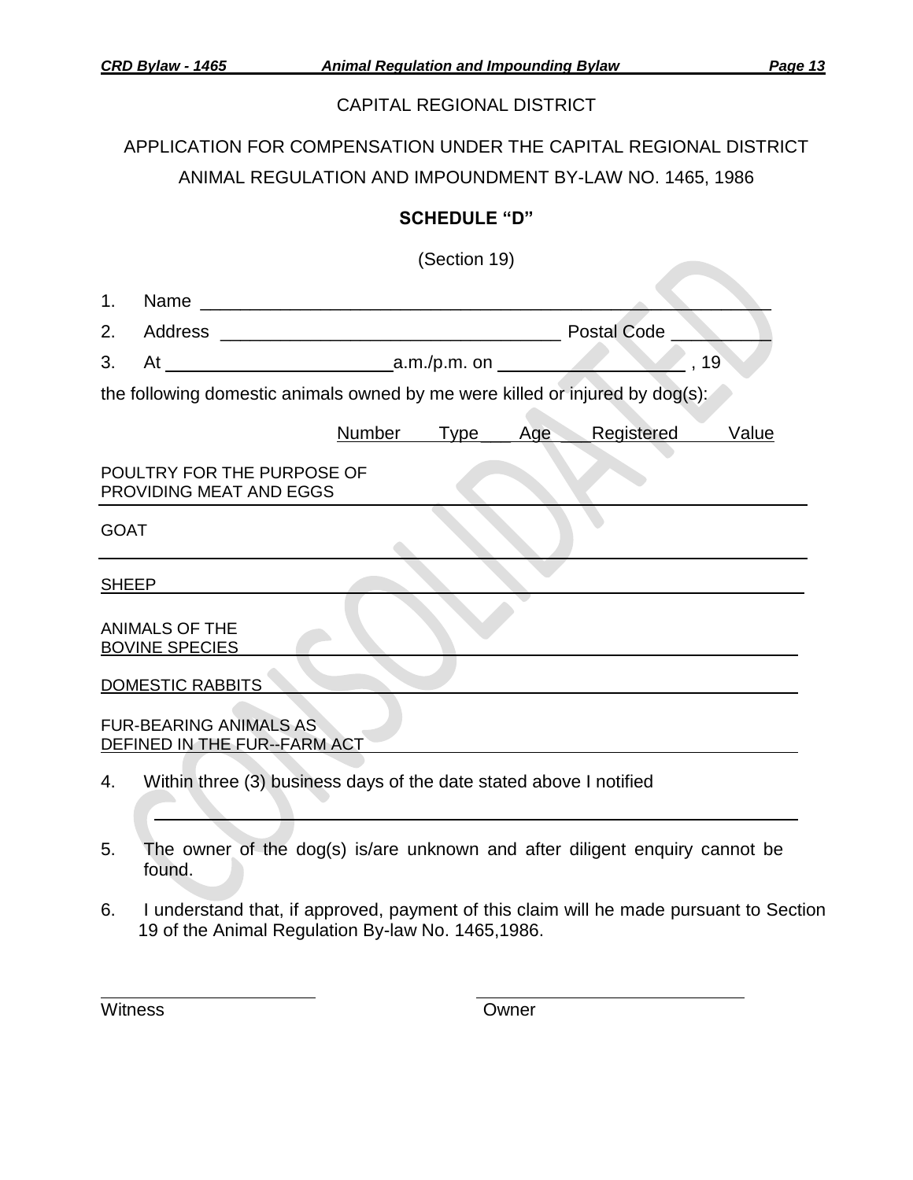CAPITAL REGIONAL DISTRICT

APPLICATION FOR COMPENSATION UNDER THE CAPITAL REGIONAL DISTRICT ANIMAL REGULATION AND IMPOUNDMENT BY-LAW NO. 1465, 1986

## SCHEDULE "D"

(Section 19)

1. Name ___________________________________________________________

2. Address ____________________________________ Postal Code __________

3. At ________________________a.m./p.m. on ___________________ , 19

the following domestic animals owned by me were killed or injured by dog(s):

| | Number | Type | Age | Registered | Value |
|---|---|---|---|---|---|
| POULTRY FOR THE PURPOSE OF PROVIDING MEAT AND EGGS | | | | | |
| GOAT | | | | | |
| SHEEP | | | | | |
| ANIMALS OF THE BOVINE SPECIES | | | | | |
| DOMESTIC RABBITS | | | | | |
| FUR-BEARING ANIMALS AS DEFINED IN THE FUR--FARM ACT | | | | | |

4. Within three (3) business days of the date stated above I notified

   ___________________________________________________________

5. The owner of the dog(s) is/are unknown and after diligent enquiry cannot be found.

6. I understand that, if approved, payment of this claim will he made pursuant to Section 19 of the Animal Regulation By-law No. 1465,1986.

________________________ &nbsp;&nbsp;&nbsp;&nbsp;&nbsp;&nbsp;&nbsp;&nbsp; ____________________________

Witness &nbsp;&nbsp;&nbsp;&nbsp;&nbsp;&nbsp;&nbsp;&nbsp;&nbsp;&nbsp;&nbsp;&nbsp;&nbsp;&nbsp;&nbsp;&nbsp;&nbsp;&nbsp;&nbsp;&nbsp;&nbsp;&nbsp;&nbsp;&nbsp;&nbsp;&nbsp;&nbsp;&nbsp; Owner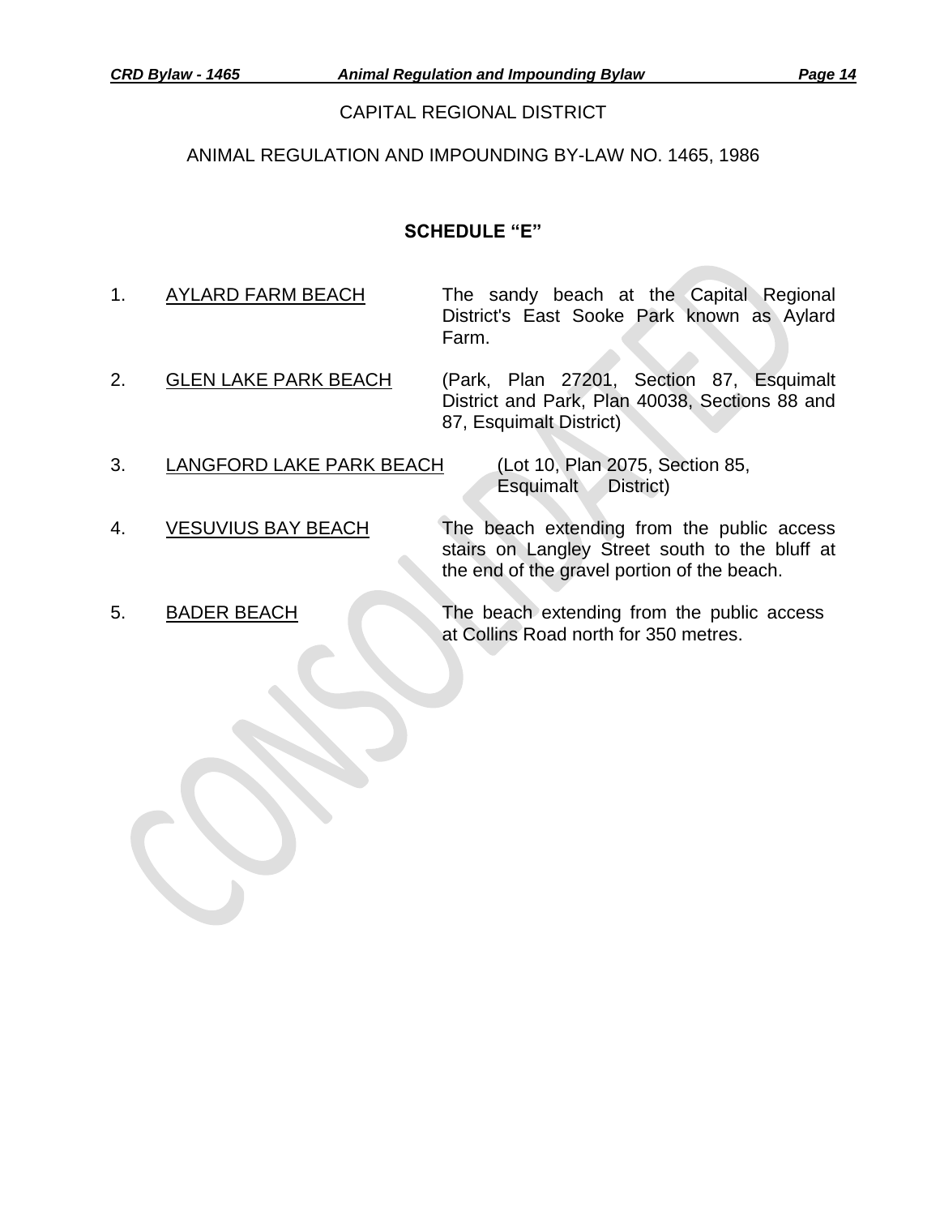CAPITAL REGIONAL DISTRICT

ANIMAL REGULATION AND IMPOUNDING BY-LAW NO. 1465, 1986

## SCHEDULE "E"

1. AYLARD FARM BEACH — The sandy beach at the Capital Regional District's East Sooke Park known as Aylard Farm.

2. GLEN LAKE PARK BEACH — (Park, Plan 27201, Section 87, Esquimalt District and Park, Plan 40038, Sections 88 and 87, Esquimalt District)

3. LANGFORD LAKE PARK BEACH — (Lot 10, Plan 2075, Section 85, Esquimalt District)

4. VESUVIUS BAY BEACH — The beach extending from the public access stairs on Langley Street south to the bluff at the end of the gravel portion of the beach.

5. BADER BEACH — The beach extending from the public access at Collins Road north for 350 metres.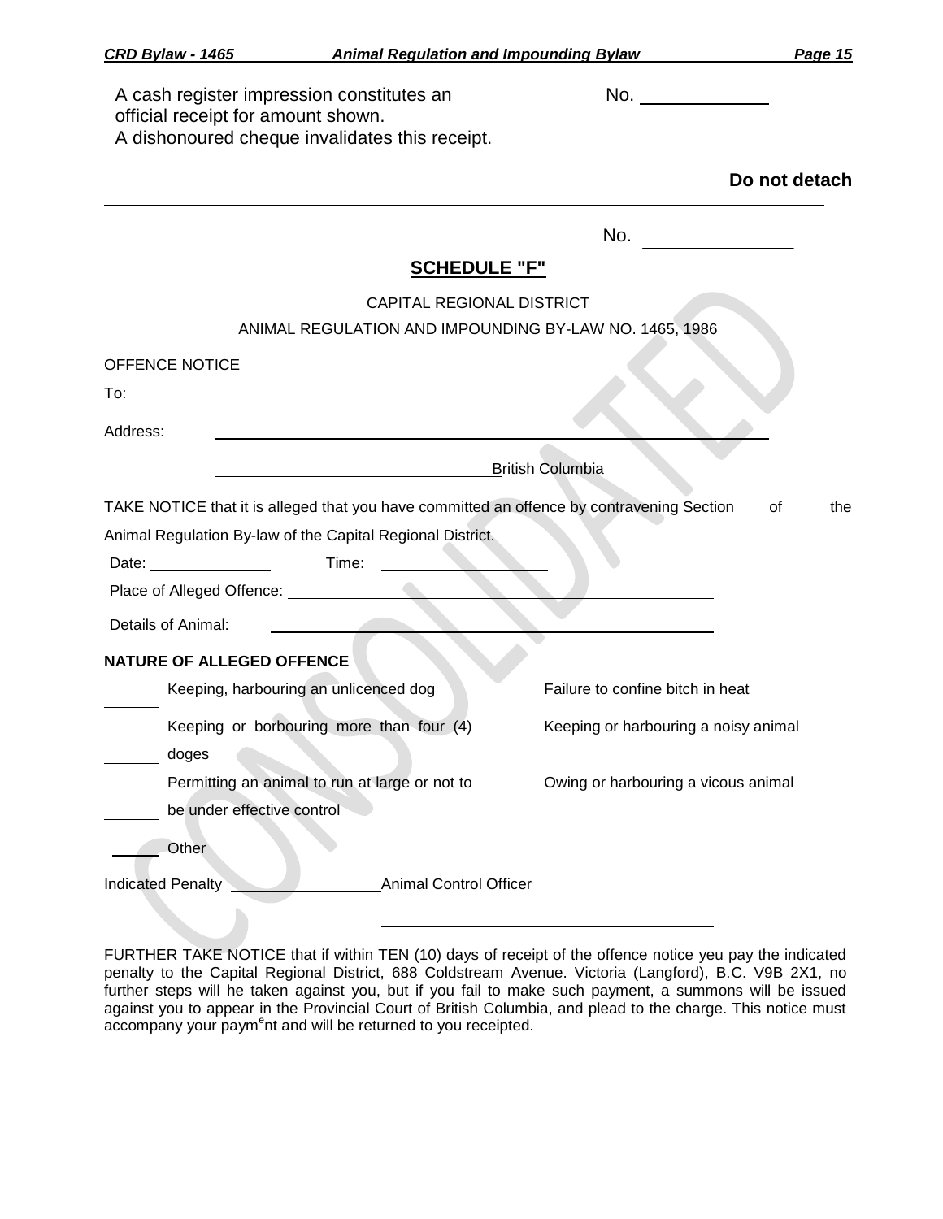A cash register impression constitutes an official receipt for amount shown.
A dishonoured cheque invalidates this receipt.

No. ____________

**Do not detach**

---

No. ______________

## SCHEDULE "F"

CAPITAL REGIONAL DISTRICT

ANIMAL REGULATION AND IMPOUNDING BY-LAW NO. 1465, 1986

OFFENCE NOTICE

To: ______________________________________________

Address: ______________________________________________

______________________________ British Columbia

TAKE NOTICE that it is alleged that you have committed an offence by contravening Section of the Animal Regulation By-law of the Capital Regional District.

Date: ____________ Time: ________________

Place of Alleged Offence: ______________________________________________

Details of Animal: ______________________________________________

**NATURE OF ALLEGED OFFENCE**

______ Keeping, harbouring an unlicenced dog

______ Keeping or borbouring more than four (4) doges

______ Permitting an animal to run at large or not to be under effective control

______ Other

Failure to confine bitch in heat

Keeping or harbouring a noisy animal

Owing or harbouring a vicous animal

Indicated Penalty ________________ Animal Control Officer

______________________________

FURTHER TAKE NOTICE that if within TEN (10) days of receipt of the offence notice yeu pay the indicated penalty to the Capital Regional District, 688 Coldstream Avenue. Victoria (Langford), B.C. V9B 2X1, no further steps will he taken against you, but if you fail to make such payment, a summons will be issued against you to appear in the Provincial Court of British Columbia, and plead to the charge. This notice must accompany your paym[e]nt and will be returned to you receipted.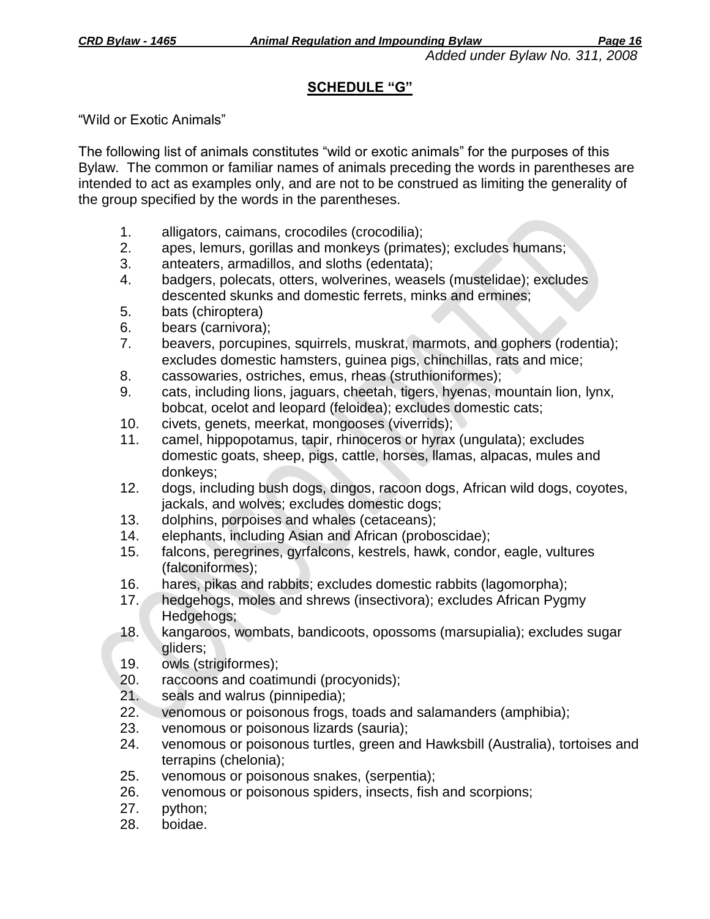*Added under Bylaw No. 311, 2008*

## SCHEDULE "G"

"Wild or Exotic Animals"

The following list of animals constitutes "wild or exotic animals" for the purposes of this Bylaw. The common or familiar names of animals preceding the words in parentheses are intended to act as examples only, and are not to be construed as limiting the generality of the group specified by the words in the parentheses.

1. alligators, caimans, crocodiles (crocodilia);
2. apes, lemurs, gorillas and monkeys (primates); excludes humans;
3. anteaters, armadillos, and sloths (edentata);
4. badgers, polecats, otters, wolverines, weasels (mustelidae); excludes descented skunks and domestic ferrets, minks and ermines;
5. bats (chiroptera)
6. bears (carnivora);
7. beavers, porcupines, squirrels, muskrat, marmots, and gophers (rodentia); excludes domestic hamsters, guinea pigs, chinchillas, rats and mice;
8. cassowaries, ostriches, emus, rheas (struthioniformes);
9. cats, including lions, jaguars, cheetah, tigers, hyenas, mountain lion, lynx, bobcat, ocelot and leopard (feloidea); excludes domestic cats;
10. civets, genets, meerkat, mongooses (viverrids);
11. camel, hippopotamus, tapir, rhinoceros or hyrax (ungulata); excludes domestic goats, sheep, pigs, cattle, horses, llamas, alpacas, mules and donkeys;
12. dogs, including bush dogs, dingos, racoon dogs, African wild dogs, coyotes, jackals, and wolves; excludes domestic dogs;
13. dolphins, porpoises and whales (cetaceans);
14. elephants, including Asian and African (proboscidae);
15. falcons, peregrines, gyrfalcons, kestrels, hawk, condor, eagle, vultures (falconiformes);
16. hares, pikas and rabbits; excludes domestic rabbits (lagomorpha);
17. hedgehogs, moles and shrews (insectivora); excludes African Pygmy Hedgehogs;
18. kangaroos, wombats, bandicoots, opossoms (marsupialia); excludes sugar gliders;
19. owls (strigiformes);
20. raccoons and coatimundi (procyonids);
21. seals and walrus (pinnipedia);
22. venomous or poisonous frogs, toads and salamanders (amphibia);
23. venomous or poisonous lizards (sauria);
24. venomous or poisonous turtles, green and Hawksbill (Australia), tortoises and terrapins (chelonia);
25. venomous or poisonous snakes, (serpentia);
26. venomous or poisonous spiders, insects, fish and scorpions;
27. python;
28. boidae.